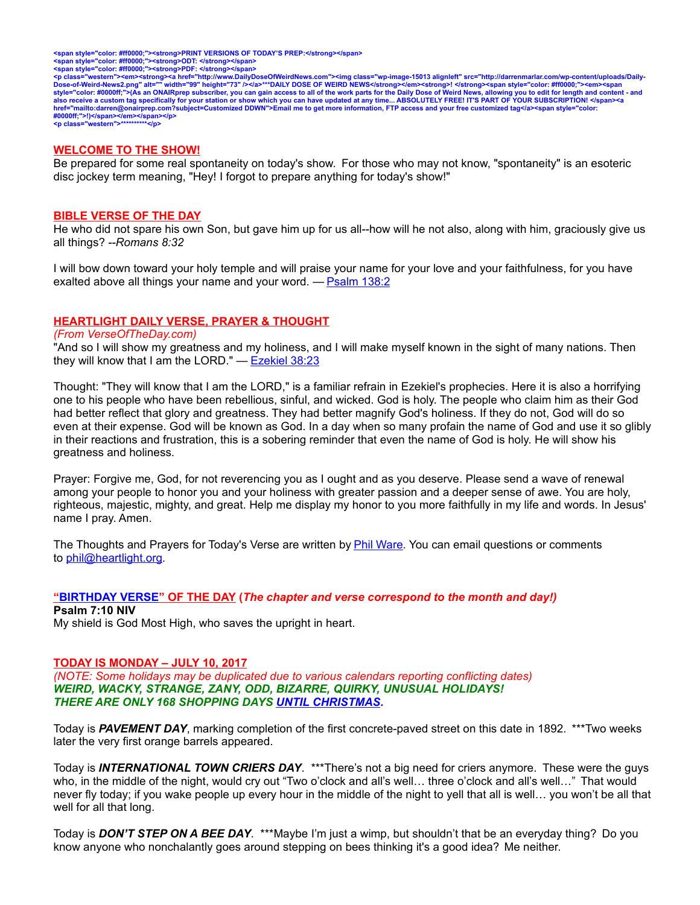<span style="color: #ff0000;"><strong>PRINT VERSIONS OF TODAY'S PREP:</strong></span>
<span style="color: #ff0000;"><strong>ODT: </strong></span>
<span style="color: #ff0000;"><strong>PDF: </strong></span>
<p class="western"><em><strong><a href="http://www.DailyDoseOfWeirdNews.com"><img class="wp-image-15013 alignleft" src="http://darrenmarlar.com/wp-content/uploads/Daily-Dose-of-Weird-News2.png" alt="" width="99" height="73" /></a>***DAILY DOSE OF WEIRD NEWS</strong></em><strong>! </strong><span style="color: #ff0000;"><em><span style="color: #0000ff;">(As an ONAIRprep subscriber, you can gain access to all of the work parts for the Daily Dose of Weird News, allowing you to edit for length and content - and also receive a custom tag specifically for your station or show which you can have updated at any time... ABSOLUTELY FREE! IT'S PART OF YOUR SUBSCRIPTION! </span><a href="mailto:darren@onairprep.com?subject=Customized DDWN">Email me to get more information, FTP access and your free customized tag</a><span style="color: #0000ff;">!)</span></em></span></p>
<p class="western">**********</p>

## WELCOME TO THE SHOW!

Be prepared for some real spontaneity on today's show. For those who may not know, "spontaneity" is an esoteric disc jockey term meaning, "Hey! I forgot to prepare anything for today's show!"

## BIBLE VERSE OF THE DAY

He who did not spare his own Son, but gave him up for us all--how will he not also, along with him, graciously give us all things? *--Romans 8:32*

I will bow down toward your holy temple and will praise your name for your love and your faithfulness, for you have exalted above all things your name and your word. — Psalm 138:2

## HEARTLIGHT DAILY VERSE, PRAYER & THOUGHT

*(From VerseOfTheDay.com)*

"And so I will show my greatness and my holiness, and I will make myself known in the sight of many nations. Then they will know that I am the LORD." — Ezekiel 38:23

Thought: "They will know that I am the LORD," is a familiar refrain in Ezekiel's prophecies. Here it is also a horrifying one to his people who have been rebellious, sinful, and wicked. God is holy. The people who claim him as their God had better reflect that glory and greatness. They had better magnify God's holiness. If they do not, God will do so even at their expense. God will be known as God. In a day when so many profain the name of God and use it so glibly in their reactions and frustration, this is a sobering reminder that even the name of God is holy. He will show his greatness and holiness.

Prayer: Forgive me, God, for not reverencing you as I ought and as you deserve. Please send a wave of renewal among your people to honor you and your holiness with greater passion and a deeper sense of awe. You are holy, righteous, majestic, mighty, and great. Help me display my honor to you more faithfully in my life and words. In Jesus' name I pray. Amen.

The Thoughts and Prayers for Today's Verse are written by Phil Ware. You can email questions or comments to phil@heartlight.org.

## "BIRTHDAY VERSE" OF THE DAY (*The chapter and verse correspond to the month and day!)*

**Psalm 7:10 NIV**

My shield is God Most High, who saves the upright in heart.

## TODAY IS MONDAY – JULY 10, 2017

*(NOTE: Some holidays may be duplicated due to various calendars reporting conflicting dates)*

***WEIRD, WACKY, STRANGE, ZANY, ODD, BIZARRE, QUIRKY, UNUSUAL HOLIDAYS!***

***THERE ARE ONLY 168 SHOPPING DAYS UNTIL CHRISTMAS.***

Today is ***PAVEMENT DAY***, marking completion of the first concrete-paved street on this date in 1892. ***Two weeks later the very first orange barrels appeared.

Today is ***INTERNATIONAL TOWN CRIERS DAY***. ***There's not a big need for criers anymore. These were the guys who, in the middle of the night, would cry out "Two o'clock and all's well… three o'clock and all's well…" That would never fly today; if you wake people up every hour in the middle of the night to yell that all is well… you won't be all that well for all that long.

Today is ***DON'T STEP ON A BEE DAY***. ***Maybe I'm just a wimp, but shouldn't that be an everyday thing? Do you know anyone who nonchalantly goes around stepping on bees thinking it's a good idea? Me neither.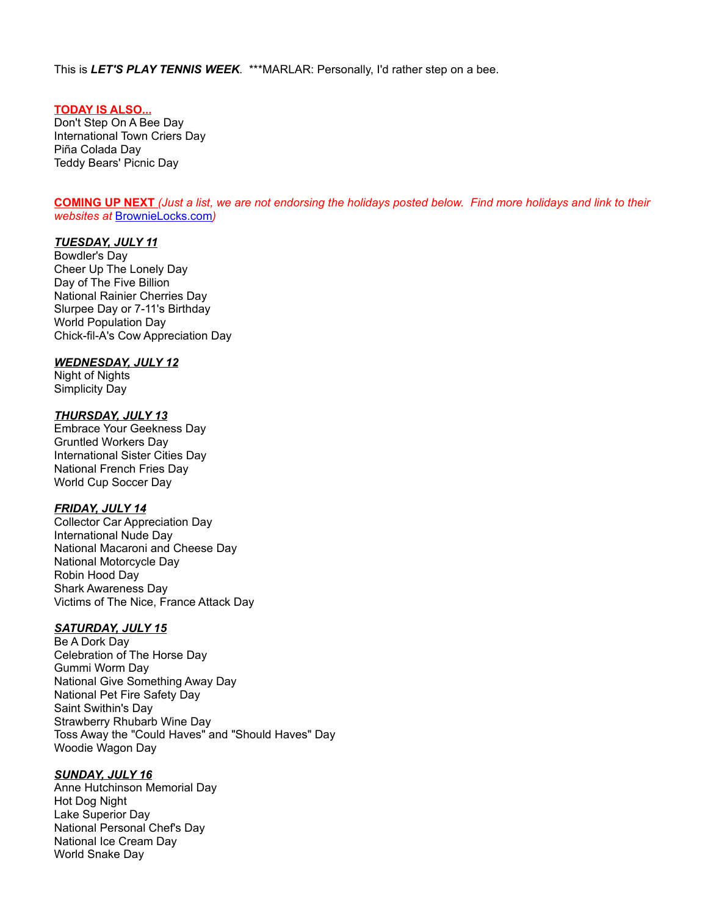This is ***LET'S PLAY TENNIS WEEK***. ***MARLAR: Personally, I'd rather step on a bee.

**TODAY IS ALSO...**

Don't Step On A Bee Day
International Town Criers Day
Piña Colada Day
Teddy Bears' Picnic Day

**COMING UP NEXT** *(Just a list, we are not endorsing the holidays posted below. Find more holidays and link to their websites at [BrownieLocks.com](BrownieLocks.com))*

***TUESDAY, JULY 11***

Bowdler's Day
Cheer Up The Lonely Day
Day of The Five Billion
National Rainier Cherries Day
Slurpee Day or 7-11's Birthday
World Population Day
Chick-fil-A's Cow Appreciation Day

***WEDNESDAY, JULY 12***

Night of Nights
Simplicity Day

***THURSDAY, JULY 13***

Embrace Your Geekness Day
Gruntled Workers Day
International Sister Cities Day
National French Fries Day
World Cup Soccer Day

***FRIDAY, JULY 14***

Collector Car Appreciation Day
International Nude Day
National Macaroni and Cheese Day
National Motorcycle Day
Robin Hood Day
Shark Awareness Day
Victims of The Nice, France Attack Day

***SATURDAY, JULY 15***

Be A Dork Day
Celebration of The Horse Day
Gummi Worm Day
National Give Something Away Day
National Pet Fire Safety Day
Saint Swithin's Day
Strawberry Rhubarb Wine Day
Toss Away the "Could Haves" and "Should Haves" Day
Woodie Wagon Day

***SUNDAY, JULY 16***

Anne Hutchinson Memorial Day
Hot Dog Night
Lake Superior Day
National Personal Chef's Day
National Ice Cream Day
World Snake Day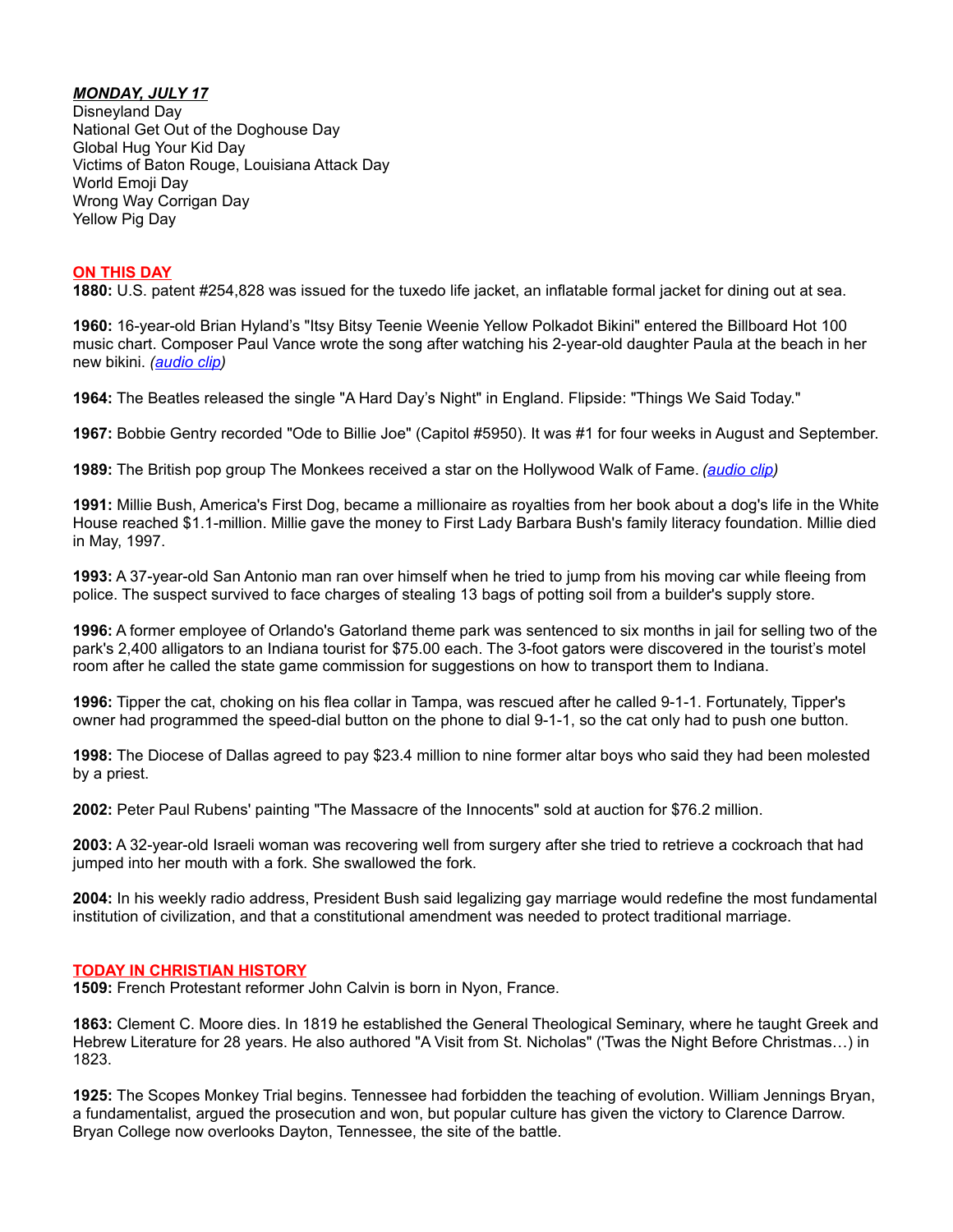***MONDAY, JULY 17***

Disneyland Day
National Get Out of the Doghouse Day
Global Hug Your Kid Day
Victims of Baton Rouge, Louisiana Attack Day
World Emoji Day
Wrong Way Corrigan Day
Yellow Pig Day

## ON THIS DAY

**1880:** U.S. patent #254,828 was issued for the tuxedo life jacket, an inflatable formal jacket for dining out at sea.

**1960:** 16-year-old Brian Hyland's "Itsy Bitsy Teenie Weenie Yellow Polkadot Bikini" entered the Billboard Hot 100 music chart. Composer Paul Vance wrote the song after watching his 2-year-old daughter Paula at the beach in her new bikini. *(audio clip)*

**1964:** The Beatles released the single "A Hard Day's Night" in England. Flipside: "Things We Said Today."

**1967:** Bobbie Gentry recorded "Ode to Billie Joe" (Capitol #5950). It was #1 for four weeks in August and September.

**1989:** The British pop group The Monkees received a star on the Hollywood Walk of Fame. *(audio clip)*

**1991:** Millie Bush, America's First Dog, became a millionaire as royalties from her book about a dog's life in the White House reached $1.1-million. Millie gave the money to First Lady Barbara Bush's family literacy foundation. Millie died in May, 1997.

**1993:** A 37-year-old San Antonio man ran over himself when he tried to jump from his moving car while fleeing from police. The suspect survived to face charges of stealing 13 bags of potting soil from a builder's supply store.

**1996:** A former employee of Orlando's Gatorland theme park was sentenced to six months in jail for selling two of the park's 2,400 alligators to an Indiana tourist for $75.00 each. The 3-foot gators were discovered in the tourist's motel room after he called the state game commission for suggestions on how to transport them to Indiana.

**1996:** Tipper the cat, choking on his flea collar in Tampa, was rescued after he called 9-1-1. Fortunately, Tipper's owner had programmed the speed-dial button on the phone to dial 9-1-1, so the cat only had to push one button.

**1998:** The Diocese of Dallas agreed to pay $23.4 million to nine former altar boys who said they had been molested by a priest.

**2002:** Peter Paul Rubens' painting "The Massacre of the Innocents" sold at auction for $76.2 million.

**2003:** A 32-year-old Israeli woman was recovering well from surgery after she tried to retrieve a cockroach that had jumped into her mouth with a fork. She swallowed the fork.

**2004:** In his weekly radio address, President Bush said legalizing gay marriage would redefine the most fundamental institution of civilization, and that a constitutional amendment was needed to protect traditional marriage.

## TODAY IN CHRISTIAN HISTORY

**1509:** French Protestant reformer John Calvin is born in Nyon, France.

**1863:** Clement C. Moore dies. In 1819 he established the General Theological Seminary, where he taught Greek and Hebrew Literature for 28 years. He also authored "A Visit from St. Nicholas" ('Twas the Night Before Christmas…) in 1823.

**1925:** The Scopes Monkey Trial begins. Tennessee had forbidden the teaching of evolution. William Jennings Bryan, a fundamentalist, argued the prosecution and won, but popular culture has given the victory to Clarence Darrow. Bryan College now overlooks Dayton, Tennessee, the site of the battle.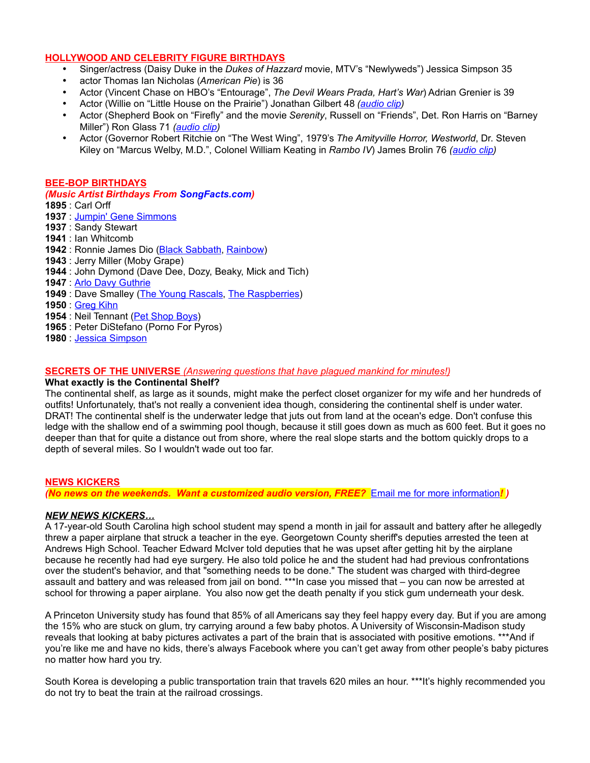## HOLLYWOOD AND CELEBRITY FIGURE BIRTHDAYS

- Singer/actress (Daisy Duke in the *Dukes of Hazzard* movie, MTV's "Newlyweds") Jessica Simpson 35
- actor Thomas Ian Nicholas (*American Pie*) is 36
- Actor (Vincent Chase on HBO's "Entourage", *The Devil Wears Prada, Hart's War*) Adrian Grenier is 39
- Actor (Willie on "Little House on the Prairie") Jonathan Gilbert 48 *(audio clip)*
- Actor (Shepherd Book on "Firefly" and the movie *Serenity*, Russell on "Friends", Det. Ron Harris on "Barney Miller") Ron Glass 71 *(audio clip)*
- Actor (Governor Robert Ritchie on "The West Wing", 1979's *The Amityville Horror, Westworld*, Dr. Steven Kiley on "Marcus Welby, M.D.", Colonel William Keating in *Rambo IV*) James Brolin 76 *(audio clip)*

## BEE-BOP BIRTHDAYS

***(Music Artist Birthdays From SongFacts.com)***

**1895** : Carl Orff
**1937** : Jumpin' Gene Simmons
**1937** : Sandy Stewart
**1941** : Ian Whitcomb
**1942** : Ronnie James Dio (Black Sabbath, Rainbow)
**1943** : Jerry Miller (Moby Grape)
**1944** : John Dymond (Dave Dee, Dozy, Beaky, Mick and Tich)
**1947** : Arlo Davy Guthrie
**1949** : Dave Smalley (The Young Rascals, The Raspberries)
**1950** : Greg Kihn
**1954** : Neil Tennant (Pet Shop Boys)
**1965** : Peter DiStefano (Porno For Pyros)
**1980** : Jessica Simpson

## SECRETS OF THE UNIVERSE *(Answering questions that have plagued mankind for minutes!)*

**What exactly is the Continental Shelf?**

The continental shelf, as large as it sounds, might make the perfect closet organizer for my wife and her hundreds of outfits! Unfortunately, that's not really a convenient idea though, considering the continental shelf is under water. DRAT! The continental shelf is the underwater ledge that juts out from land at the ocean's edge. Don't confuse this ledge with the shallow end of a swimming pool though, because it still goes down as much as 600 feet. But it goes no deeper than that for quite a distance out from shore, where the real slope starts and the bottom quickly drops to a depth of several miles. So I wouldn't wade out too far.

## NEWS KICKERS

***(No news on the weekends. Want a customized audio version, FREE?*** Email me for more information***! )***

### *NEW NEWS KICKERS…*

A 17-year-old South Carolina high school student may spend a month in jail for assault and battery after he allegedly threw a paper airplane that struck a teacher in the eye. Georgetown County sheriff's deputies arrested the teen at Andrews High School. Teacher Edward McIver told deputies that he was upset after getting hit by the airplane because he recently had had eye surgery. He also told police he and the student had had previous confrontations over the student's behavior, and that "something needs to be done." The student was charged with third-degree assault and battery and was released from jail on bond. ***In case you missed that – you can now be arrested at school for throwing a paper airplane. You also now get the death penalty if you stick gum underneath your desk.

A Princeton University study has found that 85% of all Americans say they feel happy every day. But if you are among the 15% who are stuck on glum, try carrying around a few baby photos. A University of Wisconsin-Madison study reveals that looking at baby pictures activates a part of the brain that is associated with positive emotions. ***And if you're like me and have no kids, there's always Facebook where you can't get away from other people's baby pictures no matter how hard you try.

South Korea is developing a public transportation train that travels 620 miles an hour. ***It's highly recommended you do not try to beat the train at the railroad crossings.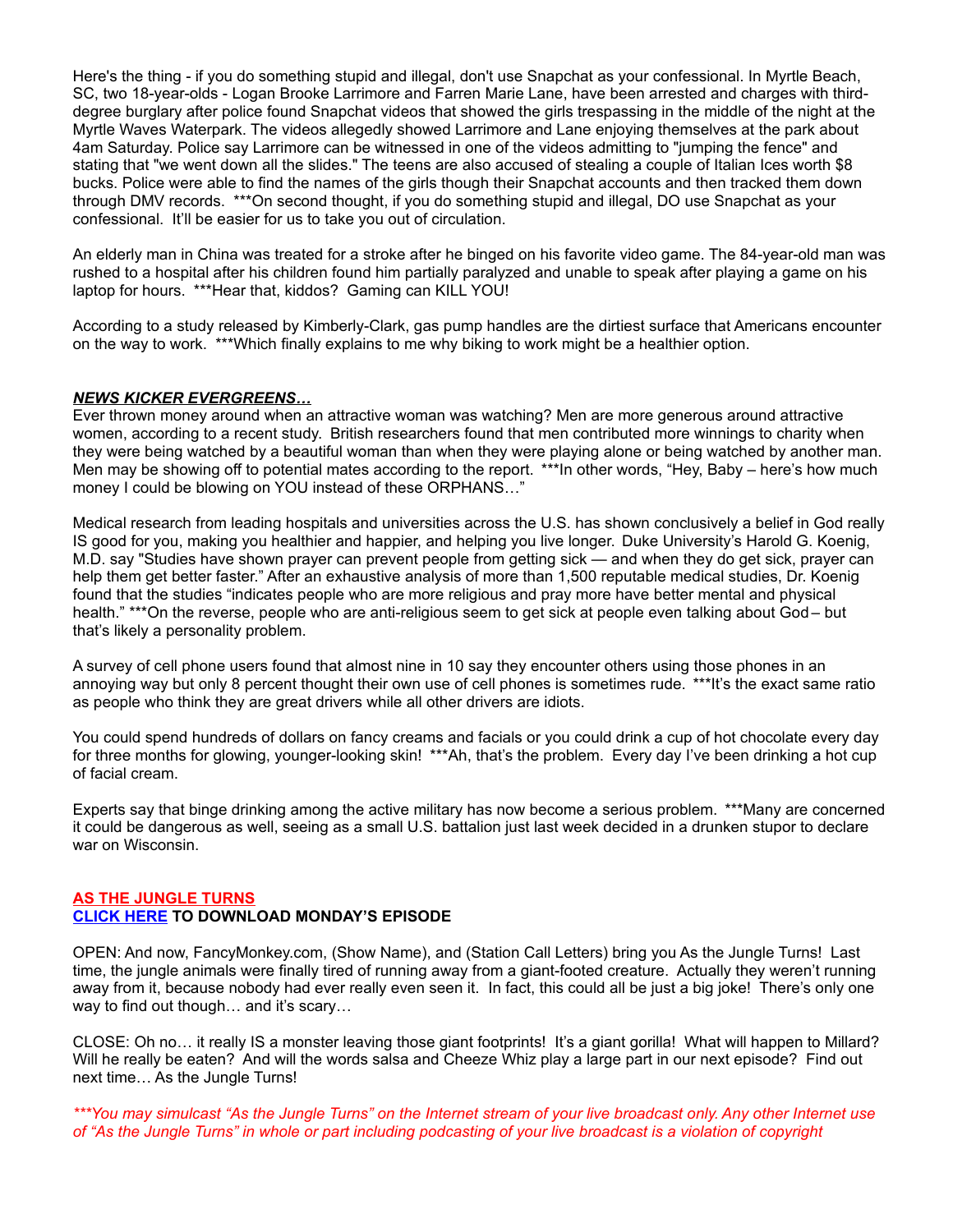Here's the thing - if you do something stupid and illegal, don't use Snapchat as your confessional. In Myrtle Beach, SC, two 18-year-olds - Logan Brooke Larrimore and Farren Marie Lane, have been arrested and charges with third-degree burglary after police found Snapchat videos that showed the girls trespassing in the middle of the night at the Myrtle Waves Waterpark. The videos allegedly showed Larrimore and Lane enjoying themselves at the park about 4am Saturday. Police say Larrimore can be witnessed in one of the videos admitting to "jumping the fence" and stating that "we went down all the slides." The teens are also accused of stealing a couple of Italian Ices worth $8 bucks. Police were able to find the names of the girls though their Snapchat accounts and then tracked them down through DMV records. ***On second thought, if you do something stupid and illegal, DO use Snapchat as your confessional. It'll be easier for us to take you out of circulation.

An elderly man in China was treated for a stroke after he binged on his favorite video game. The 84-year-old man was rushed to a hospital after his children found him partially paralyzed and unable to speak after playing a game on his laptop for hours. ***Hear that, kiddos? Gaming can KILL YOU!

According to a study released by Kimberly-Clark, gas pump handles are the dirtiest surface that Americans encounter on the way to work. ***Which finally explains to me why biking to work might be a healthier option.

***NEWS KICKER EVERGREENS…***

Ever thrown money around when an attractive woman was watching? Men are more generous around attractive women, according to a recent study. British researchers found that men contributed more winnings to charity when they were being watched by a beautiful woman than when they were playing alone or being watched by another man. Men may be showing off to potential mates according to the report. ***In other words, "Hey, Baby – here's how much money I could be blowing on YOU instead of these ORPHANS…"

Medical research from leading hospitals and universities across the U.S. has shown conclusively a belief in God really IS good for you, making you healthier and happier, and helping you live longer. Duke University's Harold G. Koenig, M.D. say "Studies have shown prayer can prevent people from getting sick — and when they do get sick, prayer can help them get better faster." After an exhaustive analysis of more than 1,500 reputable medical studies, Dr. Koenig found that the studies "indicates people who are more religious and pray more have better mental and physical health." ***On the reverse, people who are anti-religious seem to get sick at people even talking about God – but that's likely a personality problem.

A survey of cell phone users found that almost nine in 10 say they encounter others using those phones in an annoying way but only 8 percent thought their own use of cell phones is sometimes rude. ***It's the exact same ratio as people who think they are great drivers while all other drivers are idiots.

You could spend hundreds of dollars on fancy creams and facials or you could drink a cup of hot chocolate every day for three months for glowing, younger-looking skin! ***Ah, that's the problem. Every day I've been drinking a hot cup of facial cream.

Experts say that binge drinking among the active military has now become a serious problem. ***Many are concerned it could be dangerous as well, seeing as a small U.S. battalion just last week decided in a drunken stupor to declare war on Wisconsin.

**AS THE JUNGLE TURNS**
**CLICK HERE TO DOWNLOAD MONDAY'S EPISODE**

OPEN: And now, FancyMonkey.com, (Show Name), and (Station Call Letters) bring you As the Jungle Turns! Last time, the jungle animals were finally tired of running away from a giant-footed creature. Actually they weren't running away from it, because nobody had ever really even seen it. In fact, this could all be just a big joke! There's only one way to find out though… and it's scary…

CLOSE: Oh no… it really IS a monster leaving those giant footprints! It's a giant gorilla! What will happen to Millard? Will he really be eaten? And will the words salsa and Cheeze Whiz play a large part in our next episode? Find out next time… As the Jungle Turns!

*\*\*\*You may simulcast "As the Jungle Turns" on the Internet stream of your live broadcast only. Any other Internet use of "As the Jungle Turns" in whole or part including podcasting of your live broadcast is a violation of copyright*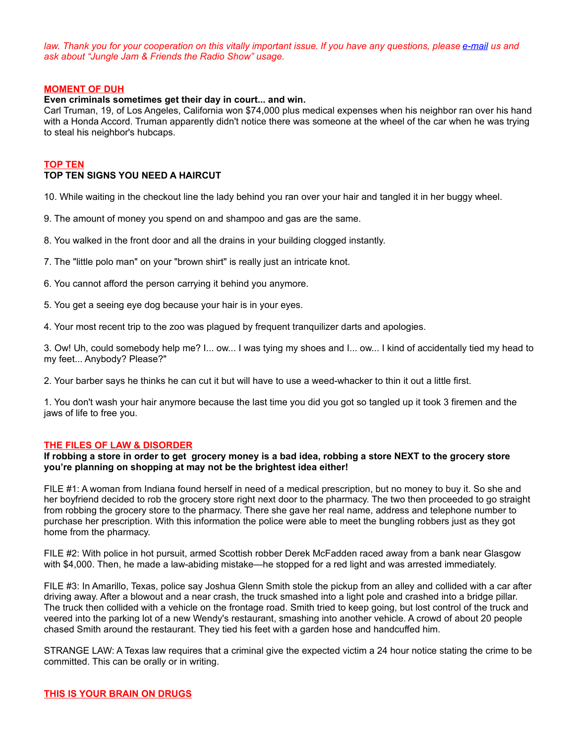*law. Thank you for your cooperation on this vitally important issue. If you have any questions, please e-mail us and ask about "Jungle Jam & Friends the Radio Show" usage.*

## MOMENT OF DUH

**Even criminals sometimes get their day in court... and win.**

Carl Truman, 19, of Los Angeles, California won $74,000 plus medical expenses when his neighbor ran over his hand with a Honda Accord. Truman apparently didn't notice there was someone at the wheel of the car when he was trying to steal his neighbor's hubcaps.

## TOP TEN

**TOP TEN SIGNS YOU NEED A HAIRCUT**

10. While waiting in the checkout line the lady behind you ran over your hair and tangled it in her buggy wheel.

9. The amount of money you spend on and shampoo and gas are the same.

8. You walked in the front door and all the drains in your building clogged instantly.

7. The "little polo man" on your "brown shirt" is really just an intricate knot.

6. You cannot afford the person carrying it behind you anymore.

5. You get a seeing eye dog because your hair is in your eyes.

4. Your most recent trip to the zoo was plagued by frequent tranquilizer darts and apologies.

3. Ow! Uh, could somebody help me? I... ow... I was tying my shoes and I... ow... I kind of accidentally tied my head to my feet... Anybody? Please?"

2. Your barber says he thinks he can cut it but will have to use a weed-whacker to thin it out a little first.

1. You don't wash your hair anymore because the last time you did you got so tangled up it took 3 firemen and the jaws of life to free you.

## THE FILES OF LAW & DISORDER

**If robbing a store in order to get grocery money is a bad idea, robbing a store NEXT to the grocery store you're planning on shopping at may not be the brightest idea either!**

FILE #1: A woman from Indiana found herself in need of a medical prescription, but no money to buy it. So she and her boyfriend decided to rob the grocery store right next door to the pharmacy. The two then proceeded to go straight from robbing the grocery store to the pharmacy. There she gave her real name, address and telephone number to purchase her prescription. With this information the police were able to meet the bungling robbers just as they got home from the pharmacy.

FILE #2: With police in hot pursuit, armed Scottish robber Derek McFadden raced away from a bank near Glasgow with $4,000. Then, he made a law-abiding mistake—he stopped for a red light and was arrested immediately.

FILE #3: In Amarillo, Texas, police say Joshua Glenn Smith stole the pickup from an alley and collided with a car after driving away. After a blowout and a near crash, the truck smashed into a light pole and crashed into a bridge pillar. The truck then collided with a vehicle on the frontage road. Smith tried to keep going, but lost control of the truck and veered into the parking lot of a new Wendy's restaurant, smashing into another vehicle. A crowd of about 20 people chased Smith around the restaurant. They tied his feet with a garden hose and handcuffed him.

STRANGE LAW: A Texas law requires that a criminal give the expected victim a 24 hour notice stating the crime to be committed. This can be orally or in writing.

## THIS IS YOUR BRAIN ON DRUGS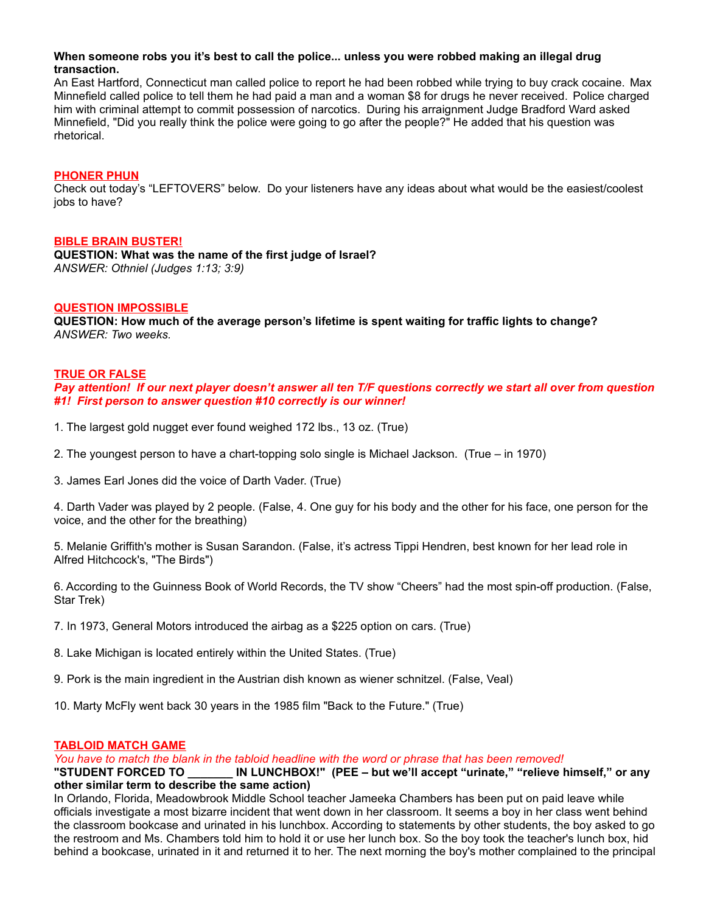**When someone robs you it's best to call the police... unless you were robbed making an illegal drug transaction.**
An East Hartford, Connecticut man called police to report he had been robbed while trying to buy crack cocaine. Max Minnefield called police to tell them he had paid a man and a woman $8 for drugs he never received. Police charged him with criminal attempt to commit possession of narcotics. During his arraignment Judge Bradford Ward asked Minnefield, "Did you really think the police were going to go after the people?" He added that his question was rhetorical.

## PHONER PHUN

Check out today's "LEFTOVERS" below. Do your listeners have any ideas about what would be the easiest/coolest jobs to have?

## BIBLE BRAIN BUSTER!

**QUESTION: What was the name of the first judge of Israel?**
*ANSWER: Othniel (Judges 1:13; 3:9)*

## QUESTION IMPOSSIBLE

**QUESTION: How much of the average person's lifetime is spent waiting for traffic lights to change?**
*ANSWER: Two weeks.*

## TRUE OR FALSE

***Pay attention! If our next player doesn't answer all ten T/F questions correctly we start all over from question #1! First person to answer question #10 correctly is our winner!***

1. The largest gold nugget ever found weighed 172 lbs., 13 oz. (True)

2. The youngest person to have a chart-topping solo single is Michael Jackson. (True – in 1970)

3. James Earl Jones did the voice of Darth Vader. (True)

4. Darth Vader was played by 2 people. (False, 4. One guy for his body and the other for his face, one person for the voice, and the other for the breathing)

5. Melanie Griffith's mother is Susan Sarandon. (False, it's actress Tippi Hendren, best known for her lead role in Alfred Hitchcock's, "The Birds")

6. According to the Guinness Book of World Records, the TV show "Cheers" had the most spin-off production. (False, Star Trek)

7. In 1973, General Motors introduced the airbag as a $225 option on cars. (True)

8. Lake Michigan is located entirely within the United States. (True)

9. Pork is the main ingredient in the Austrian dish known as wiener schnitzel. (False, Veal)

10. Marty McFly went back 30 years in the 1985 film "Back to the Future." (True)

## TABLOID MATCH GAME

*You have to match the blank in the tabloid headline with the word or phrase that has been removed!*
**"STUDENT FORCED TO _______ IN LUNCHBOX!" (PEE – but we'll accept "urinate," "relieve himself," or any other similar term to describe the same action)**
In Orlando, Florida, Meadowbrook Middle School teacher Jameeka Chambers has been put on paid leave while officials investigate a most bizarre incident that went down in her classroom. It seems a boy in her class went behind the classroom bookcase and urinated in his lunchbox. According to statements by other students, the boy asked to go the restroom and Ms. Chambers told him to hold it or use her lunch box. So the boy took the teacher's lunch box, hid behind a bookcase, urinated in it and returned it to her. The next morning the boy's mother complained to the principal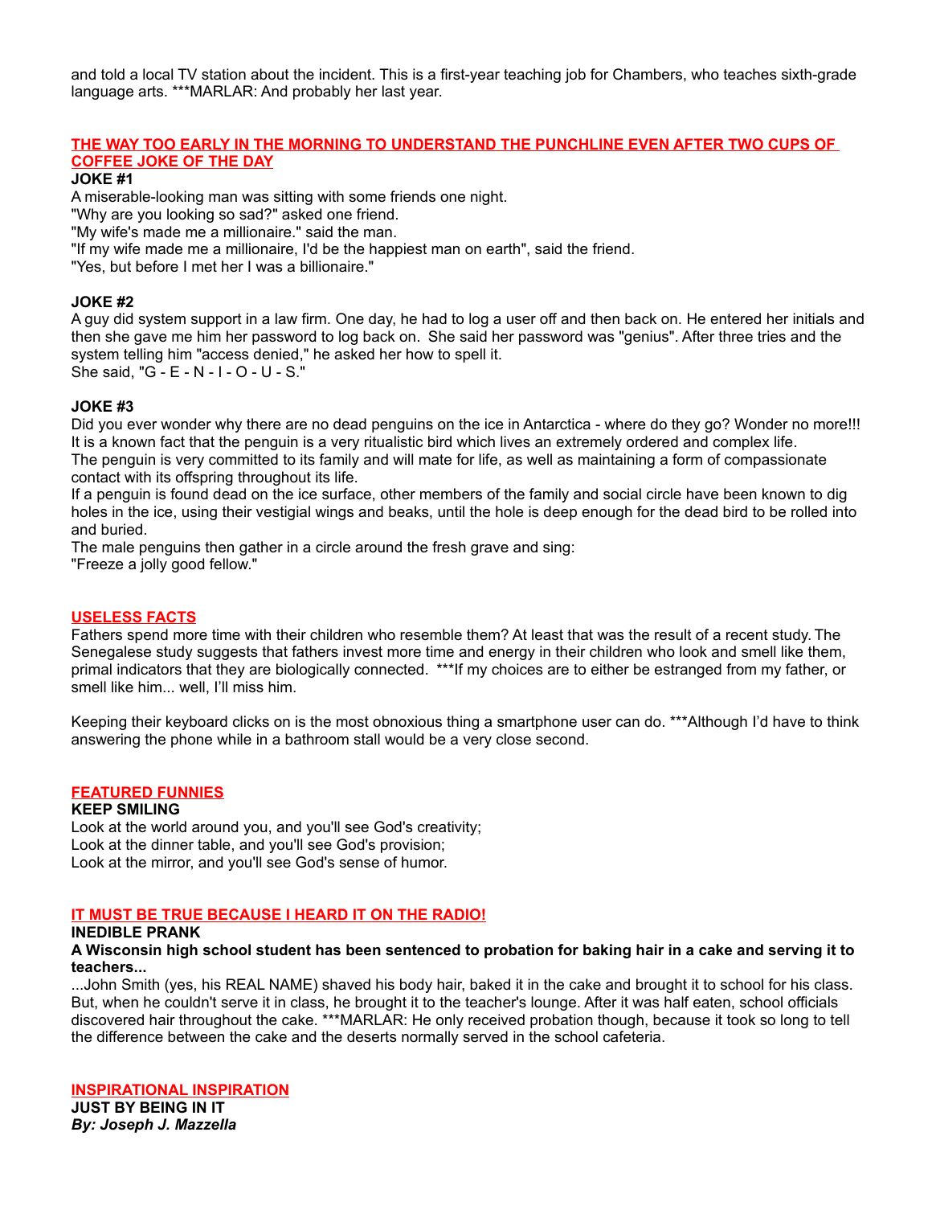and told a local TV station about the incident. This is a first-year teaching job for Chambers, who teaches sixth-grade language arts. ***MARLAR: And probably her last year.

## THE WAY TOO EARLY IN THE MORNING TO UNDERSTAND THE PUNCHLINE EVEN AFTER TWO CUPS OF COFFEE JOKE OF THE DAY

**JOKE #1**

A miserable-looking man was sitting with some friends one night.
"Why are you looking so sad?" asked one friend.
"My wife's made me a millionaire." said the man.
"If my wife made me a millionaire, I'd be the happiest man on earth", said the friend.
"Yes, but before I met her I was a billionaire."

**JOKE #2**

A guy did system support in a law firm. One day, he had to log a user off and then back on. He entered her initials and then she gave me him her password to log back on. She said her password was "genius". After three tries and the system telling him "access denied," he asked her how to spell it.
She said, "G - E - N - I - O - U - S."

**JOKE #3**

Did you ever wonder why there are no dead penguins on the ice in Antarctica - where do they go? Wonder no more!!! It is a known fact that the penguin is a very ritualistic bird which lives an extremely ordered and complex life.
The penguin is very committed to its family and will mate for life, as well as maintaining a form of compassionate contact with its offspring throughout its life.
If a penguin is found dead on the ice surface, other members of the family and social circle have been known to dig holes in the ice, using their vestigial wings and beaks, until the hole is deep enough for the dead bird to be rolled into and buried.
The male penguins then gather in a circle around the fresh grave and sing:
"Freeze a jolly good fellow."

## USELESS FACTS

Fathers spend more time with their children who resemble them? At least that was the result of a recent study. The Senegalese study suggests that fathers invest more time and energy in their children who look and smell like them, primal indicators that they are biologically connected. ***If my choices are to either be estranged from my father, or smell like him... well, I'll miss him.

Keeping their keyboard clicks on is the most obnoxious thing a smartphone user can do. ***Although I'd have to think answering the phone while in a bathroom stall would be a very close second.

## FEATURED FUNNIES

**KEEP SMILING**

Look at the world around you, and you'll see God's creativity;
Look at the dinner table, and you'll see God's provision;
Look at the mirror, and you'll see God's sense of humor.

## IT MUST BE TRUE BECAUSE I HEARD IT ON THE RADIO!

**INEDIBLE PRANK**

**A Wisconsin high school student has been sentenced to probation for baking hair in a cake and serving it to teachers...**

...John Smith (yes, his REAL NAME) shaved his body hair, baked it in the cake and brought it to school for his class. But, when he couldn't serve it in class, he brought it to the teacher's lounge. After it was half eaten, school officials discovered hair throughout the cake. ***MARLAR: He only received probation though, because it took so long to tell the difference between the cake and the deserts normally served in the school cafeteria.

## INSPIRATIONAL INSPIRATION

**JUST BY BEING IN IT**
***By: Joseph J. Mazzella***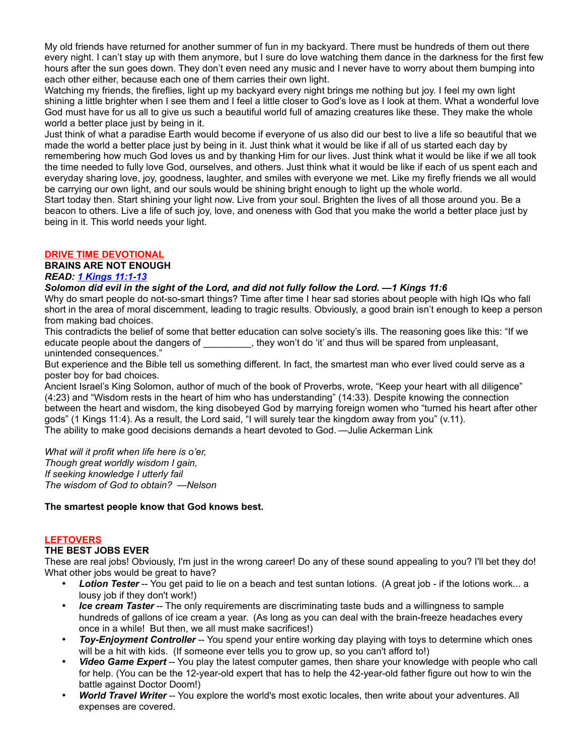My old friends have returned for another summer of fun in my backyard. There must be hundreds of them out there every night. I can't stay up with them anymore, but I sure do love watching them dance in the darkness for the first few hours after the sun goes down. They don't even need any music and I never have to worry about them bumping into each other either, because each one of them carries their own light.

Watching my friends, the fireflies, light up my backyard every night brings me nothing but joy. I feel my own light shining a little brighter when I see them and I feel a little closer to God's love as I look at them. What a wonderful love God must have for us all to give us such a beautiful world full of amazing creatures like these. They make the whole world a better place just by being in it.

Just think of what a paradise Earth would become if everyone of us also did our best to live a life so beautiful that we made the world a better place just by being in it. Just think what it would be like if all of us started each day by remembering how much God loves us and by thanking Him for our lives. Just think what it would be like if we all took the time needed to fully love God, ourselves, and others. Just think what it would be like if each of us spent each and everyday sharing love, joy, goodness, laughter, and smiles with everyone we met. Like my firefly friends we all would be carrying our own light, and our souls would be shining bright enough to light up the whole world.

Start today then. Start shining your light now. Live from your soul. Brighten the lives of all those around you. Be a beacon to others. Live a life of such joy, love, and oneness with God that you make the world a better place just by being in it. This world needs your light.

## DRIVE TIME DEVOTIONAL

**BRAINS ARE NOT ENOUGH**

***READ: 1 Kings 11:1-13***

***Solomon did evil in the sight of the Lord, and did not fully follow the Lord. —1 Kings 11:6***

Why do smart people do not-so-smart things? Time after time I hear sad stories about people with high IQs who fall short in the area of moral discernment, leading to tragic results. Obviously, a good brain isn't enough to keep a person from making bad choices.

This contradicts the belief of some that better education can solve society's ills. The reasoning goes like this: "If we educate people about the dangers of _________, they won't do 'it' and thus will be spared from unpleasant, unintended consequences."

But experience and the Bible tell us something different. In fact, the smartest man who ever lived could serve as a poster boy for bad choices.

Ancient Israel's King Solomon, author of much of the book of Proverbs, wrote, "Keep your heart with all diligence" (4:23) and "Wisdom rests in the heart of him who has understanding" (14:33). Despite knowing the connection between the heart and wisdom, the king disobeyed God by marrying foreign women who "turned his heart after other gods" (1 Kings 11:4). As a result, the Lord said, "I will surely tear the kingdom away from you" (v.11).

The ability to make good decisions demands a heart devoted to God. —Julie Ackerman Link

*What will it profit when life here is o'er,*
*Though great worldly wisdom I gain,*
*If seeking knowledge I utterly fail*
*The wisdom of God to obtain? —Nelson*

**The smartest people know that God knows best.**

## LEFTOVERS

**THE BEST JOBS EVER**

These are real jobs! Obviously, I'm just in the wrong career! Do any of these sound appealing to you? I'll bet they do! What other jobs would be great to have?

- ***Lotion Tester*** -- You get paid to lie on a beach and test suntan lotions. (A great job - if the lotions work... a lousy job if they don't work!)
- ***Ice cream Taster*** -- The only requirements are discriminating taste buds and a willingness to sample hundreds of gallons of ice cream a year. (As long as you can deal with the brain-freeze headaches every once in a while! But then, we all must make sacrifices!)
- ***Toy-Enjoyment Controller*** -- You spend your entire working day playing with toys to determine which ones will be a hit with kids. (If someone ever tells you to grow up, so you can't afford to!)
- ***Video Game Expert*** -- You play the latest computer games, then share your knowledge with people who call for help. (You can be the 12-year-old expert that has to help the 42-year-old father figure out how to win the battle against Doctor Doom!)
- ***World Travel Writer*** -- You explore the world's most exotic locales, then write about your adventures. All expenses are covered.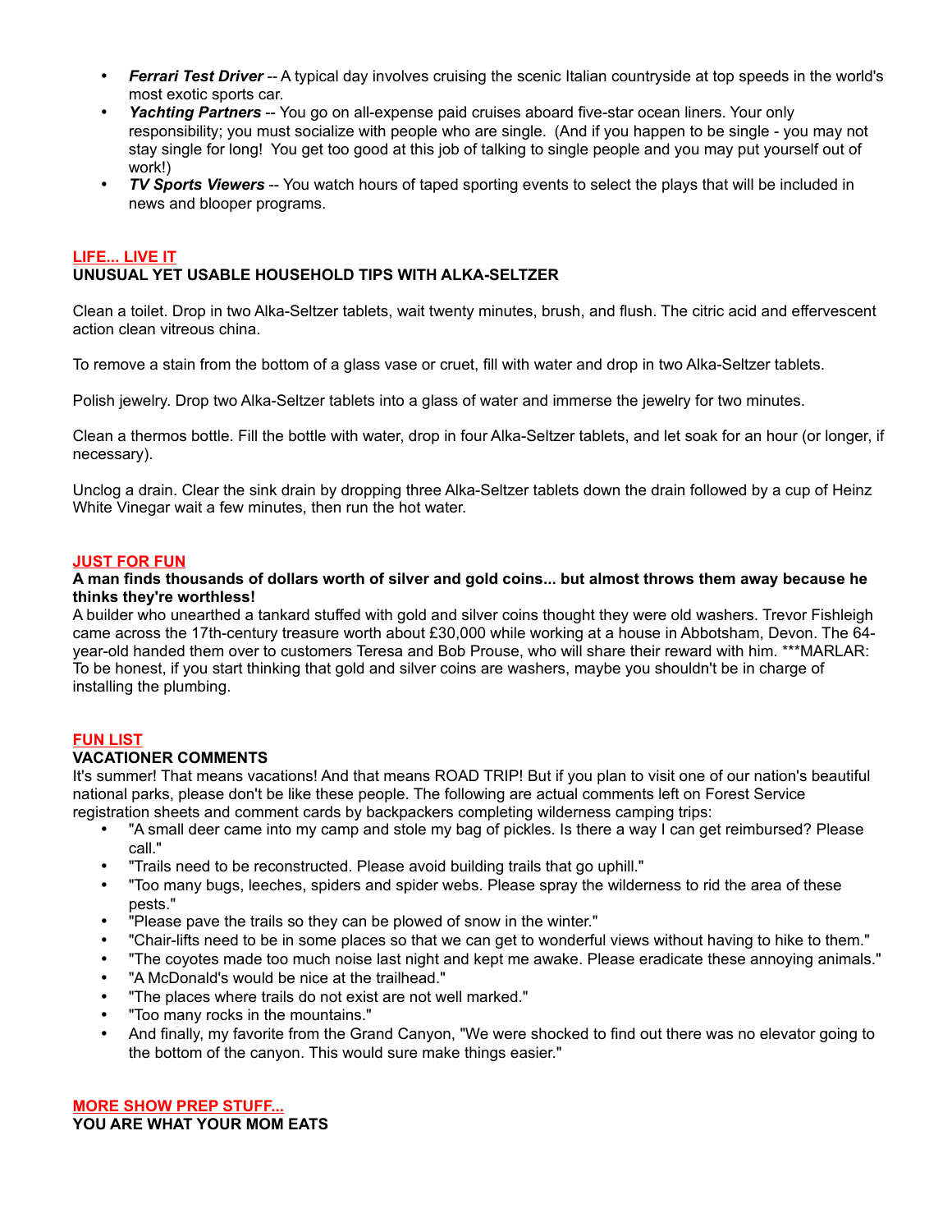- ***Ferrari Test Driver*** -- A typical day involves cruising the scenic Italian countryside at top speeds in the world's most exotic sports car.
- ***Yachting Partners*** -- You go on all-expense paid cruises aboard five-star ocean liners. Your only responsibility; you must socialize with people who are single. (And if you happen to be single - you may not stay single for long! You get too good at this job of talking to single people and you may put yourself out of work!)
- ***TV Sports Viewers*** -- You watch hours of taped sporting events to select the plays that will be included in news and blooper programs.

**LIFE... LIVE IT**

**UNUSUAL YET USABLE HOUSEHOLD TIPS WITH ALKA-SELTZER**

Clean a toilet. Drop in two Alka-Seltzer tablets, wait twenty minutes, brush, and flush. The citric acid and effervescent action clean vitreous china.

To remove a stain from the bottom of a glass vase or cruet, fill with water and drop in two Alka-Seltzer tablets.

Polish jewelry. Drop two Alka-Seltzer tablets into a glass of water and immerse the jewelry for two minutes.

Clean a thermos bottle. Fill the bottle with water, drop in four Alka-Seltzer tablets, and let soak for an hour (or longer, if necessary).

Unclog a drain. Clear the sink drain by dropping three Alka-Seltzer tablets down the drain followed by a cup of Heinz White Vinegar wait a few minutes, then run the hot water.

**JUST FOR FUN**

**A man finds thousands of dollars worth of silver and gold coins... but almost throws them away because he thinks they're worthless!**

A builder who unearthed a tankard stuffed with gold and silver coins thought they were old washers. Trevor Fishleigh came across the 17th-century treasure worth about £30,000 while working at a house in Abbotsham, Devon. The 64-year-old handed them over to customers Teresa and Bob Prouse, who will share their reward with him. ***MARLAR: To be honest, if you start thinking that gold and silver coins are washers, maybe you shouldn't be in charge of installing the plumbing.

**FUN LIST**

**VACATIONER COMMENTS**

It's summer! That means vacations! And that means ROAD TRIP! But if you plan to visit one of our nation's beautiful national parks, please don't be like these people. The following are actual comments left on Forest Service registration sheets and comment cards by backpackers completing wilderness camping trips:

- "A small deer came into my camp and stole my bag of pickles. Is there a way I can get reimbursed? Please call."
- "Trails need to be reconstructed. Please avoid building trails that go uphill."
- "Too many bugs, leeches, spiders and spider webs. Please spray the wilderness to rid the area of these pests."
- "Please pave the trails so they can be plowed of snow in the winter."
- "Chair-lifts need to be in some places so that we can get to wonderful views without having to hike to them."
- "The coyotes made too much noise last night and kept me awake. Please eradicate these annoying animals."
- "A McDonald's would be nice at the trailhead."
- "The places where trails do not exist are not well marked."
- "Too many rocks in the mountains."
- And finally, my favorite from the Grand Canyon, "We were shocked to find out there was no elevator going to the bottom of the canyon. This would sure make things easier."

**MORE SHOW PREP STUFF...**

**YOU ARE WHAT YOUR MOM EATS**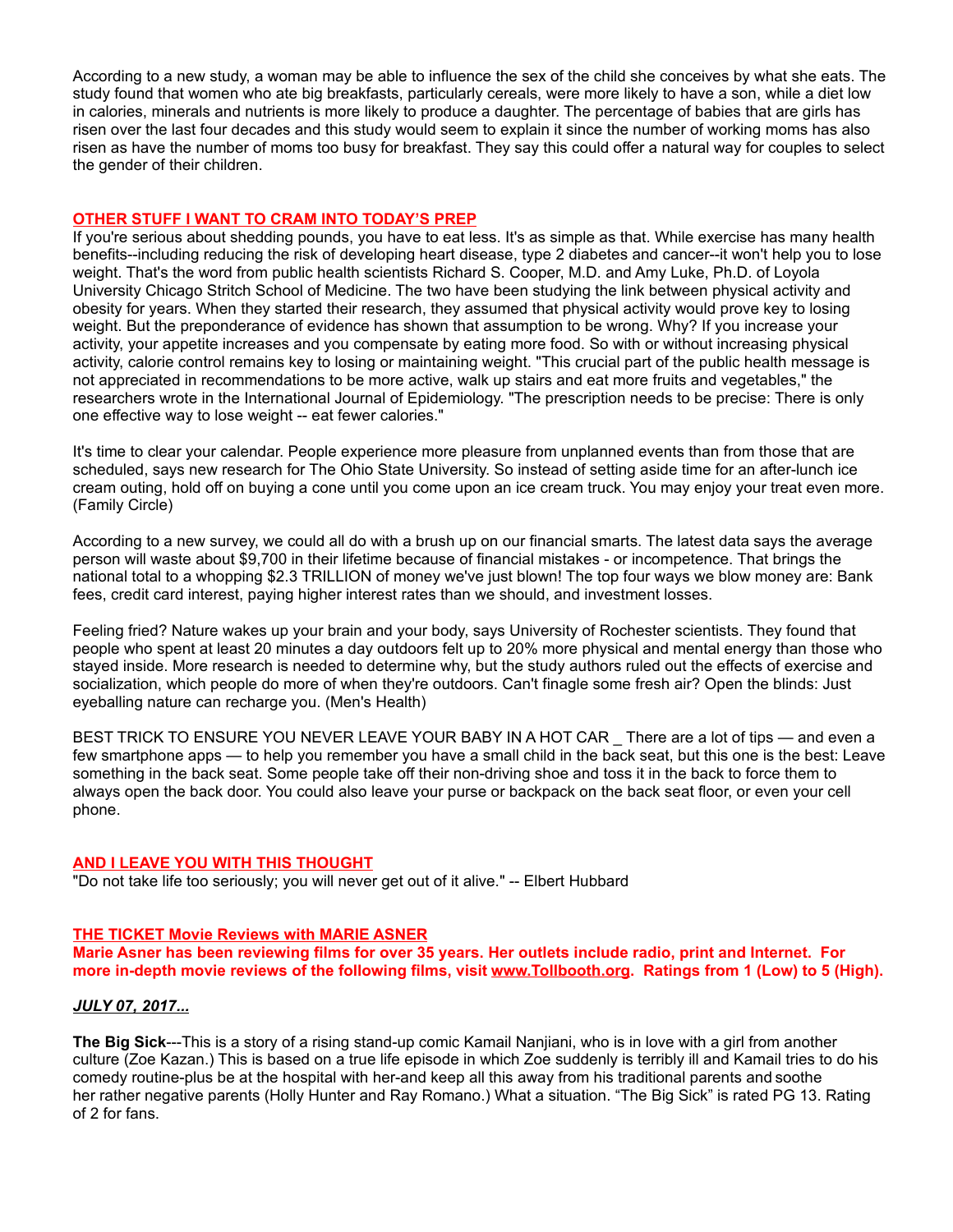According to a new study, a woman may be able to influence the sex of the child she conceives by what she eats. The study found that women who ate big breakfasts, particularly cereals, were more likely to have a son, while a diet low in calories, minerals and nutrients is more likely to produce a daughter. The percentage of babies that are girls has risen over the last four decades and this study would seem to explain it since the number of working moms has also risen as have the number of moms too busy for breakfast. They say this could offer a natural way for couples to select the gender of their children.

## OTHER STUFF I WANT TO CRAM INTO TODAY'S PREP

If you're serious about shedding pounds, you have to eat less. It's as simple as that. While exercise has many health benefits--including reducing the risk of developing heart disease, type 2 diabetes and cancer--it won't help you to lose weight. That's the word from public health scientists Richard S. Cooper, M.D. and Amy Luke, Ph.D. of Loyola University Chicago Stritch School of Medicine. The two have been studying the link between physical activity and obesity for years. When they started their research, they assumed that physical activity would prove key to losing weight. But the preponderance of evidence has shown that assumption to be wrong. Why? If you increase your activity, your appetite increases and you compensate by eating more food. So with or without increasing physical activity, calorie control remains key to losing or maintaining weight. "This crucial part of the public health message is not appreciated in recommendations to be more active, walk up stairs and eat more fruits and vegetables," the researchers wrote in the International Journal of Epidemiology. "The prescription needs to be precise: There is only one effective way to lose weight -- eat fewer calories."

It's time to clear your calendar. People experience more pleasure from unplanned events than from those that are scheduled, says new research for The Ohio State University. So instead of setting aside time for an after-lunch ice cream outing, hold off on buying a cone until you come upon an ice cream truck. You may enjoy your treat even more. (Family Circle)

According to a new survey, we could all do with a brush up on our financial smarts. The latest data says the average person will waste about $9,700 in their lifetime because of financial mistakes - or incompetence. That brings the national total to a whopping $2.3 TRILLION of money we've just blown! The top four ways we blow money are: Bank fees, credit card interest, paying higher interest rates than we should, and investment losses.

Feeling fried? Nature wakes up your brain and your body, says University of Rochester scientists. They found that people who spent at least 20 minutes a day outdoors felt up to 20% more physical and mental energy than those who stayed inside. More research is needed to determine why, but the study authors ruled out the effects of exercise and socialization, which people do more of when they're outdoors. Can't finagle some fresh air? Open the blinds: Just eyeballing nature can recharge you. (Men's Health)

BEST TRICK TO ENSURE YOU NEVER LEAVE YOUR BABY IN A HOT CAR _ There are a lot of tips — and even a few smartphone apps — to help you remember you have a small child in the back seat, but this one is the best: Leave something in the back seat. Some people take off their non-driving shoe and toss it in the back to force them to always open the back door. You could also leave your purse or backpack on the back seat floor, or even your cell phone.

## AND I LEAVE YOU WITH THIS THOUGHT

"Do not take life too seriously; you will never get out of it alive." -- Elbert Hubbard

## THE TICKET Movie Reviews with MARIE ASNER

**Marie Asner has been reviewing films for over 35 years. Her outlets include radio, print and Internet. For more in-depth movie reviews of the following films, visit www.Tollbooth.org. Ratings from 1 (Low) to 5 (High).**

***JULY 07, 2017...***

**The Big Sick**---This is a story of a rising stand-up comic Kamail Nanjiani, who is in love with a girl from another culture (Zoe Kazan.) This is based on a true life episode in which Zoe suddenly is terribly ill and Kamail tries to do his comedy routine-plus be at the hospital with her-and keep all this away from his traditional parents and soothe her rather negative parents (Holly Hunter and Ray Romano.) What a situation. "The Big Sick" is rated PG 13. Rating of 2 for fans.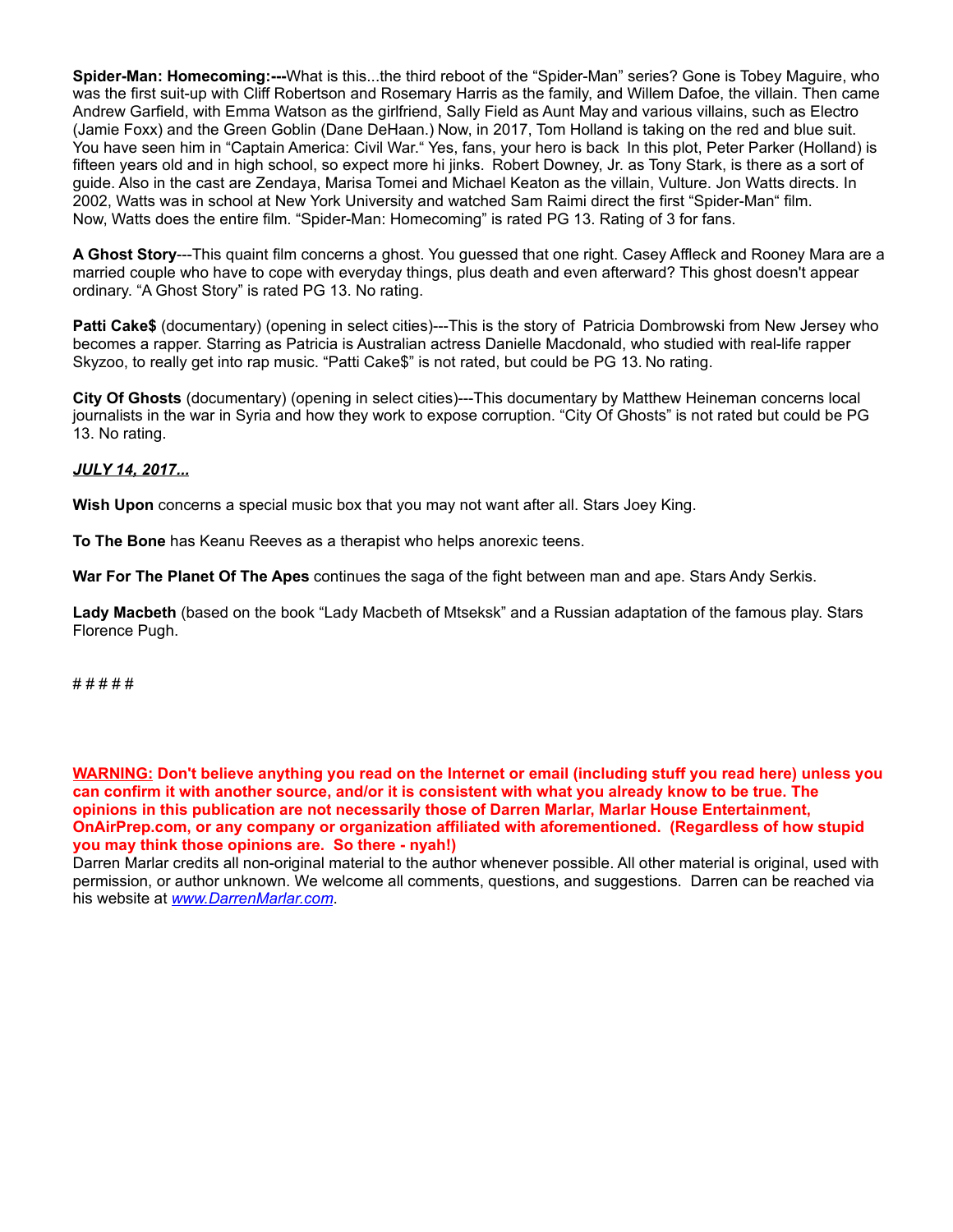**Spider-Man: Homecoming:---**What is this...the third reboot of the “Spider-Man” series? Gone is Tobey Maguire, who was the first suit-up with Cliff Robertson and Rosemary Harris as the family, and Willem Dafoe, the villain. Then came Andrew Garfield, with Emma Watson as the girlfriend, Sally Field as Aunt May and various villains, such as Electro (Jamie Foxx) and the Green Goblin (Dane DeHaan.) Now, in 2017, Tom Holland is taking on the red and blue suit. You have seen him in “Captain America: Civil War.“ Yes, fans, your hero is back In this plot, Peter Parker (Holland) is fifteen years old and in high school, so expect more hi jinks. Robert Downey, Jr. as Tony Stark, is there as a sort of guide. Also in the cast are Zendaya, Marisa Tomei and Michael Keaton as the villain, Vulture. Jon Watts directs. In 2002, Watts was in school at New York University and watched Sam Raimi direct the first “Spider-Man“ film. Now, Watts does the entire film. “Spider-Man: Homecoming” is rated PG 13. Rating of 3 for fans.

**A Ghost Story**---This quaint film concerns a ghost. You guessed that one right. Casey Affleck and Rooney Mara are a married couple who have to cope with everyday things, plus death and even afterward? This ghost doesn't appear ordinary. “A Ghost Story” is rated PG 13. No rating.

**Patti Cake$** (documentary) (opening in select cities)---This is the story of Patricia Dombrowski from New Jersey who becomes a rapper. Starring as Patricia is Australian actress Danielle Macdonald, who studied with real-life rapper Skyzoo, to really get into rap music. “Patti Cake$” is not rated, but could be PG 13. No rating.

**City Of Ghosts** (documentary) (opening in select cities)---This documentary by Matthew Heineman concerns local journalists in the war in Syria and how they work to expose corruption. “City Of Ghosts” is not rated but could be PG 13. No rating.

***JULY 14, 2017...***

**Wish Upon** concerns a special music box that you may not want after all. Stars Joey King.

**To The Bone** has Keanu Reeves as a therapist who helps anorexic teens.

**War For The Planet Of The Apes** continues the saga of the fight between man and ape. Stars Andy Serkis.

**Lady Macbeth** (based on the book “Lady Macbeth of Mtseksk” and a Russian adaptation of the famous play. Stars Florence Pugh.

# # # # #

**WARNING: Don't believe anything you read on the Internet or email (including stuff you read here) unless you can confirm it with another source, and/or it is consistent with what you already know to be true. The opinions in this publication are not necessarily those of Darren Marlar, Marlar House Entertainment, OnAirPrep.com, or any company or organization affiliated with aforementioned. (Regardless of how stupid you may think those opinions are. So there - nyah!)**

Darren Marlar credits all non-original material to the author whenever possible. All other material is original, used with permission, or author unknown. We welcome all comments, questions, and suggestions. Darren can be reached via his website at *www.DarrenMarlar.com*.